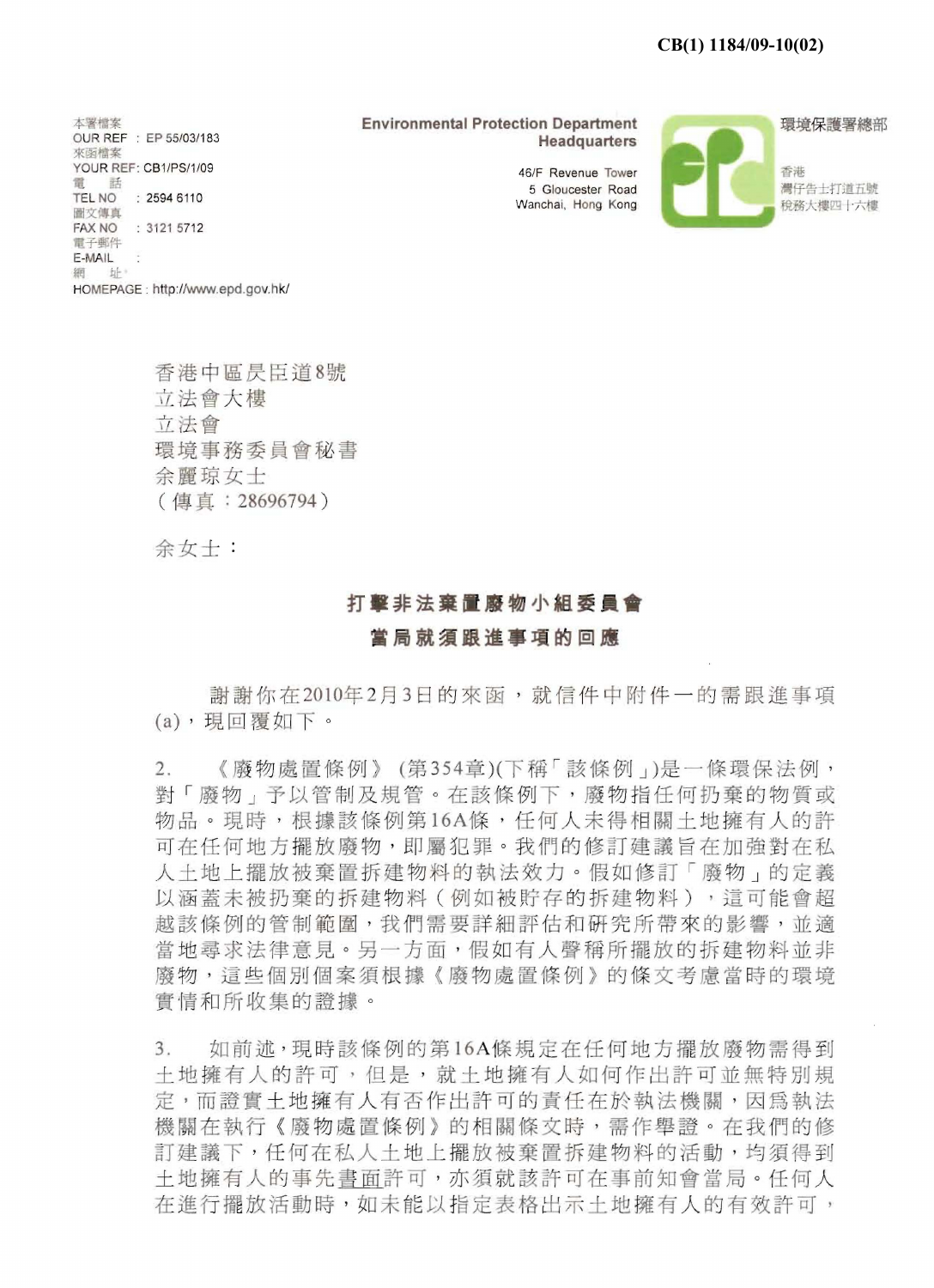CB(1) 1184/09-10(02)

本署檔案
OUR REF : EP 55/03/183
來函檔案
YOUR REF: CB1/PS/1/09
電話
TEL NO : 2594 6110
圖文傳真
FAX NO : 3121 5712
電子郵件
E-MAIL :
網址
HOMEPAGE : http://www.epd.gov.hk/

**Environmental Protection Department Headquarters**

46/F Revenue Tower
5 Gloucester Road
Wanchai, Hong Kong

**環境保護署總部**

香港
灣仔告士打道五號
稅務大樓四十六樓

香港中區昃臣道8號
立法會大樓
立法會
環境事務委員會秘書
余麗瓊女士
（傳真：28696794）

余女士：

## 打擊非法棄置廢物小組委員會
## 當局就須跟進事項的回應

謝謝你在2010年2月3日的來函，就信件中附件一的需跟進事項(a)，現回覆如下。

2. 《廢物處置條例》(第354章)(下稱「該條例」)是一條環保法例，對「廢物」予以管制及規管。在該條例下，廢物指任何扔棄的物質或物品。現時，根據該條例第16A條，任何人未得相關土地擁有人的許可在任何地方擺放廢物，即屬犯罪。我們的修訂建議旨在加強對在私人土地上擺放被棄置拆建物料的執法效力。假如修訂「廢物」的定義以涵蓋未被扔棄的拆建物料（例如被貯存的拆建物料），這可能會超越該條例的管制範圍，我們需要詳細評估和研究所帶來的影響，並適當地尋求法律意見。另一方面，假如有人聲稱所擺放的拆建物料並非廢物，這些個別個案須根據《廢物處置條例》的條文考慮當時的環境實情和所收集的證據。

3. 如前述，現時該條例的第16A條規定在任何地方擺放廢物需得到土地擁有人的許可，但是，就土地擁有人如何作出許可並無特別規定，而證實土地擁有人有否作出許可的責任在於執法機關，因為執法機關在執行《廢物處置條例》的相關條文時，需作舉證。在我們的修訂建議下，任何在私人土地上擺放被棄置拆建物料的活動，均須得到土地擁有人的事先書面許可，亦須就該許可在事前知會當局。任何人在進行擺放活動時，如未能以指定表格出示土地擁有人的有效許可，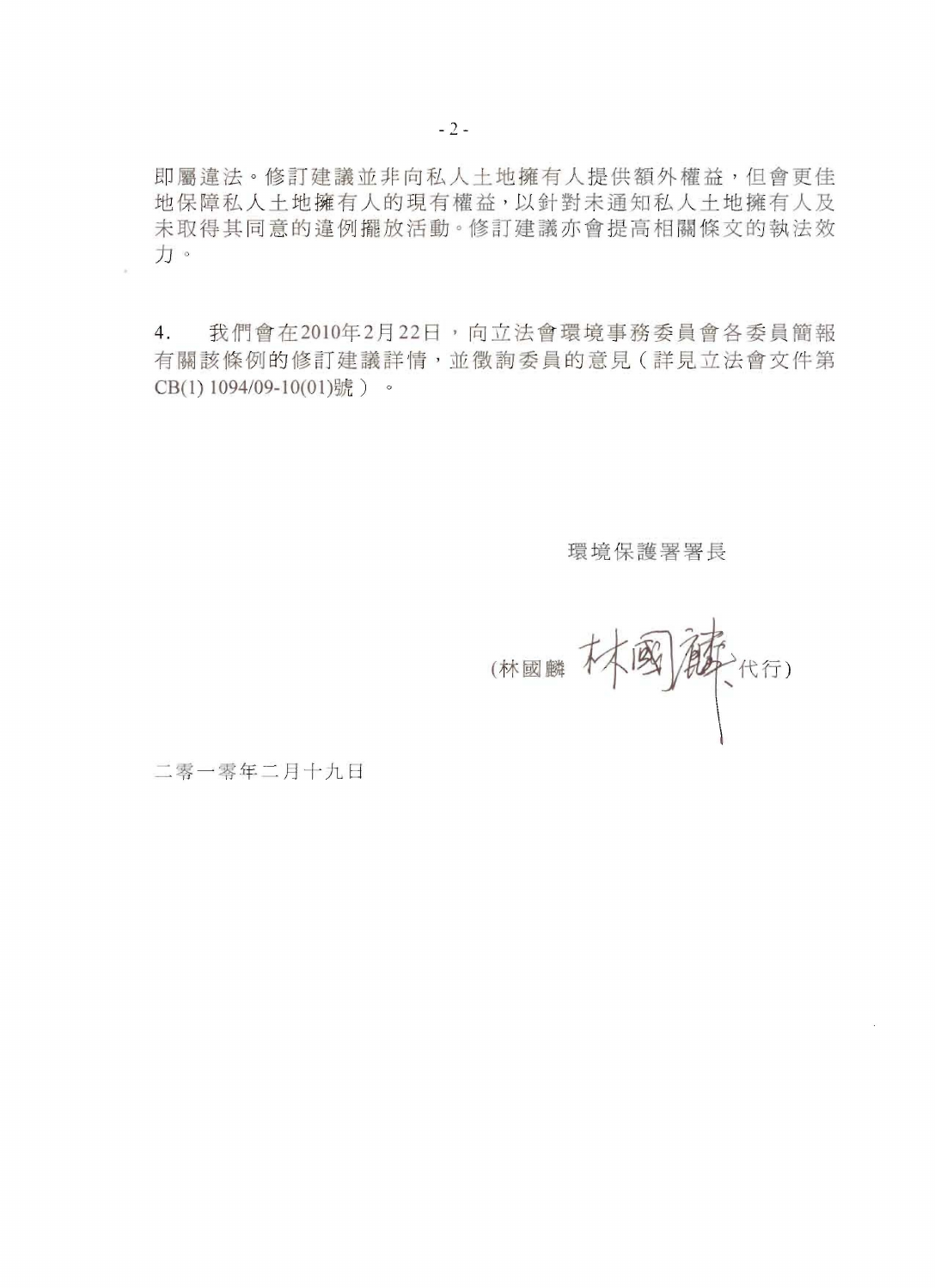即屬違法。修訂建議並非向私人土地擁有人提供額外權益，但會更佳地保障私人土地擁有人的現有權益，以針對未通知私人土地擁有人及未取得其同意的違例擺放活動。修訂建議亦會提高相關條文的執法效力。

4. 我們會在2010年2月22日，向立法會環境事務委員會各委員簡報有關該條例的修訂建議詳情，並徵詢委員的意見（詳見立法會文件第CB(1) 1094/09-10(01)號）。

環境保護署署長

(林國麟 林國麟 代行)

二零一零年二月十九日